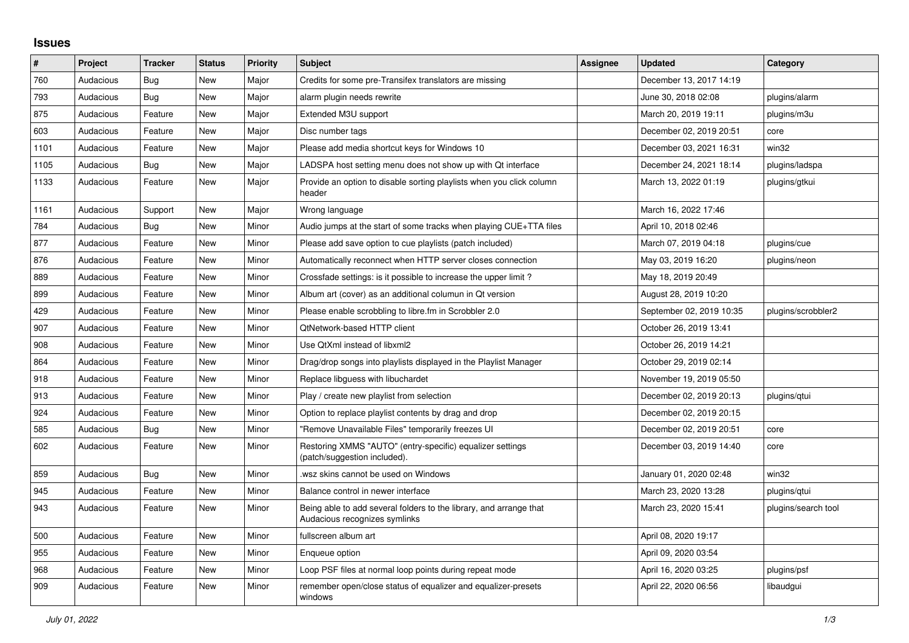## Issues

| # | Project | Tracker | Status | Priority | Subject | Assignee | Updated | Category |
|---|---|---|---|---|---|---|---|---|
| 760 | Audacious | Bug | New | Major | Credits for some pre-Transifex translators are missing | | December 13, 2017 14:19 | |
| 793 | Audacious | Bug | New | Major | alarm plugin needs rewrite | | June 30, 2018 02:08 | plugins/alarm |
| 875 | Audacious | Feature | New | Major | Extended M3U support | | March 20, 2019 19:11 | plugins/m3u |
| 603 | Audacious | Feature | New | Major | Disc number tags | | December 02, 2019 20:51 | core |
| 1101 | Audacious | Feature | New | Major | Please add media shortcut keys for Windows 10 | | December 03, 2021 16:31 | win32 |
| 1105 | Audacious | Bug | New | Major | LADSPA host setting menu does not show up with Qt interface | | December 24, 2021 18:14 | plugins/ladspa |
| 1133 | Audacious | Feature | New | Major | Provide an option to disable sorting playlists when you click column header | | March 13, 2022 01:19 | plugins/gtkui |
| 1161 | Audacious | Support | New | Major | Wrong language | | March 16, 2022 17:46 | |
| 784 | Audacious | Bug | New | Minor | Audio jumps at the start of some tracks when playing CUE+TTA files | | April 10, 2018 02:46 | |
| 877 | Audacious | Feature | New | Minor | Please add save option to cue playlists (patch included) | | March 07, 2019 04:18 | plugins/cue |
| 876 | Audacious | Feature | New | Minor | Automatically reconnect when HTTP server closes connection | | May 03, 2019 16:20 | plugins/neon |
| 889 | Audacious | Feature | New | Minor | Crossfade settings: is it possible to increase the upper limit ? | | May 18, 2019 20:49 | |
| 899 | Audacious | Feature | New | Minor | Album art (cover) as an additional columun in Qt version | | August 28, 2019 10:20 | |
| 429 | Audacious | Feature | New | Minor | Please enable scrobbling to libre.fm in Scrobbler 2.0 | | September 02, 2019 10:35 | plugins/scrobbler2 |
| 907 | Audacious | Feature | New | Minor | QtNetwork-based HTTP client | | October 26, 2019 13:41 | |
| 908 | Audacious | Feature | New | Minor | Use QtXml instead of libxml2 | | October 26, 2019 14:21 | |
| 864 | Audacious | Feature | New | Minor | Drag/drop songs into playlists displayed in the Playlist Manager | | October 29, 2019 02:14 | |
| 918 | Audacious | Feature | New | Minor | Replace libguess with libuchardet | | November 19, 2019 05:50 | |
| 913 | Audacious | Feature | New | Minor | Play / create new playlist from selection | | December 02, 2019 20:13 | plugins/qtui |
| 924 | Audacious | Feature | New | Minor | Option to replace playlist contents by drag and drop | | December 02, 2019 20:15 | |
| 585 | Audacious | Bug | New | Minor | "Remove Unavailable Files" temporarily freezes UI | | December 02, 2019 20:51 | core |
| 602 | Audacious | Feature | New | Minor | Restoring XMMS "AUTO" (entry-specific) equalizer settings (patch/suggestion included). | | December 03, 2019 14:40 | core |
| 859 | Audacious | Bug | New | Minor | .wsz skins cannot be used on Windows | | January 01, 2020 02:48 | win32 |
| 945 | Audacious | Feature | New | Minor | Balance control in newer interface | | March 23, 2020 13:28 | plugins/qtui |
| 943 | Audacious | Feature | New | Minor | Being able to add several folders to the library, and arrange that Audacious recognizes symlinks | | March 23, 2020 15:41 | plugins/search tool |
| 500 | Audacious | Feature | New | Minor | fullscreen album art | | April 08, 2020 19:17 | |
| 955 | Audacious | Feature | New | Minor | Enqueue option | | April 09, 2020 03:54 | |
| 968 | Audacious | Feature | New | Minor | Loop PSF files at normal loop points during repeat mode | | April 16, 2020 03:25 | plugins/psf |
| 909 | Audacious | Feature | New | Minor | remember open/close status of equalizer and equalizer-presets windows | | April 22, 2020 06:56 | libaudgui |

*July 01, 2022*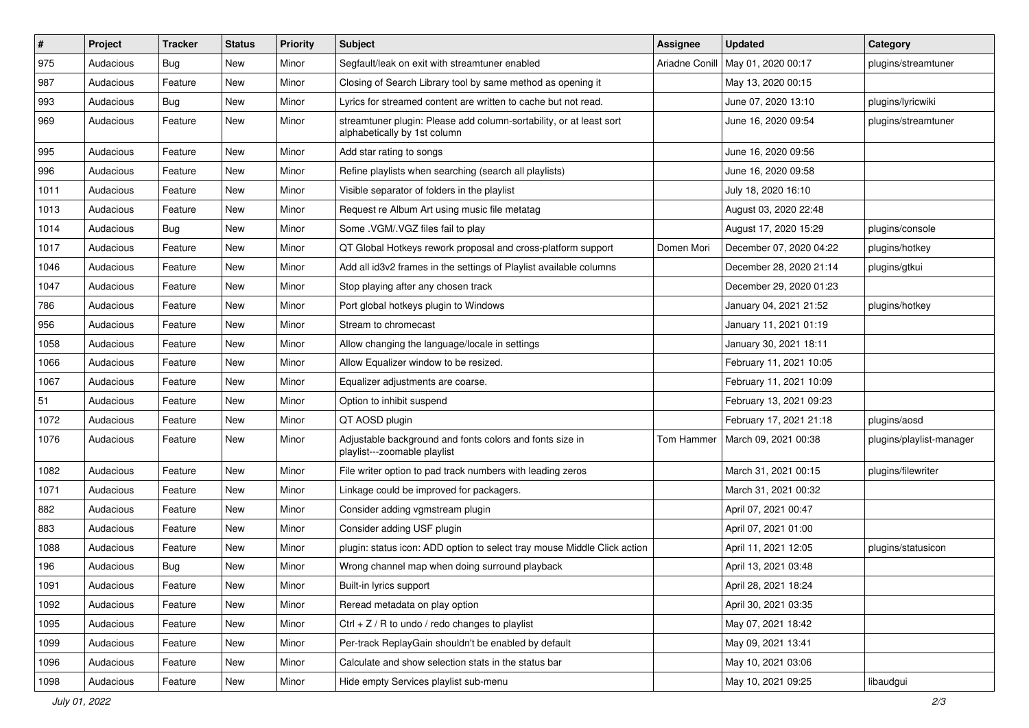| # | Project | Tracker | Status | Priority | Subject | Assignee | Updated | Category |
|---|---|---|---|---|---|---|---|---|
| 975 | Audacious | Bug | New | Minor | Segfault/leak on exit with streamtuner enabled | Ariadne Conill | May 01, 2020 00:17 | plugins/streamtuner |
| 987 | Audacious | Feature | New | Minor | Closing of Search Library tool by same method as opening it | | May 13, 2020 00:15 | |
| 993 | Audacious | Bug | New | Minor | Lyrics for streamed content are written to cache but not read. | | June 07, 2020 13:10 | plugins/lyricwiki |
| 969 | Audacious | Feature | New | Minor | streamtuner plugin: Please add column-sortability, or at least sort alphabetically by 1st column | | June 16, 2020 09:54 | plugins/streamtuner |
| 995 | Audacious | Feature | New | Minor | Add star rating to songs | | June 16, 2020 09:56 | |
| 996 | Audacious | Feature | New | Minor | Refine playlists when searching (search all playlists) | | June 16, 2020 09:58 | |
| 1011 | Audacious | Feature | New | Minor | Visible separator of folders in the playlist | | July 18, 2020 16:10 | |
| 1013 | Audacious | Feature | New | Minor | Request re Album Art using music file metatag | | August 03, 2020 22:48 | |
| 1014 | Audacious | Bug | New | Minor | Some .VGM/.VGZ files fail to play | | August 17, 2020 15:29 | plugins/console |
| 1017 | Audacious | Feature | New | Minor | QT Global Hotkeys rework proposal and cross-platform support | Domen Mori | December 07, 2020 04:22 | plugins/hotkey |
| 1046 | Audacious | Feature | New | Minor | Add all id3v2 frames in the settings of Playlist available columns | | December 28, 2020 21:14 | plugins/gtkui |
| 1047 | Audacious | Feature | New | Minor | Stop playing after any chosen track | | December 29, 2020 01:23 | |
| 786 | Audacious | Feature | New | Minor | Port global hotkeys plugin to Windows | | January 04, 2021 21:52 | plugins/hotkey |
| 956 | Audacious | Feature | New | Minor | Stream to chromecast | | January 11, 2021 01:19 | |
| 1058 | Audacious | Feature | New | Minor | Allow changing the language/locale in settings | | January 30, 2021 18:11 | |
| 1066 | Audacious | Feature | New | Minor | Allow Equalizer window to be resized. | | February 11, 2021 10:05 | |
| 1067 | Audacious | Feature | New | Minor | Equalizer adjustments are coarse. | | February 11, 2021 10:09 | |
| 51 | Audacious | Feature | New | Minor | Option to inhibit suspend | | February 13, 2021 09:23 | |
| 1072 | Audacious | Feature | New | Minor | QT AOSD plugin | | February 17, 2021 21:18 | plugins/aosd |
| 1076 | Audacious | Feature | New | Minor | Adjustable background and fonts colors and fonts size in playlist---zoomable playlist | Tom Hammer | March 09, 2021 00:38 | plugins/playlist-manager |
| 1082 | Audacious | Feature | New | Minor | File writer option to pad track numbers with leading zeros | | March 31, 2021 00:15 | plugins/filewriter |
| 1071 | Audacious | Feature | New | Minor | Linkage could be improved for packagers. | | March 31, 2021 00:32 | |
| 882 | Audacious | Feature | New | Minor | Consider adding vgmstream plugin | | April 07, 2021 00:47 | |
| 883 | Audacious | Feature | New | Minor | Consider adding USF plugin | | April 07, 2021 01:00 | |
| 1088 | Audacious | Feature | New | Minor | plugin: status icon: ADD option to select tray mouse Middle Click action | | April 11, 2021 12:05 | plugins/statusicon |
| 196 | Audacious | Bug | New | Minor | Wrong channel map when doing surround playback | | April 13, 2021 03:48 | |
| 1091 | Audacious | Feature | New | Minor | Built-in lyrics support | | April 28, 2021 18:24 | |
| 1092 | Audacious | Feature | New | Minor | Reread metadata on play option | | April 30, 2021 03:35 | |
| 1095 | Audacious | Feature | New | Minor | Ctrl + Z / R to undo / redo changes to playlist | | May 07, 2021 18:42 | |
| 1099 | Audacious | Feature | New | Minor | Per-track ReplayGain shouldn't be enabled by default | | May 09, 2021 13:41 | |
| 1096 | Audacious | Feature | New | Minor | Calculate and show selection stats in the status bar | | May 10, 2021 03:06 | |
| 1098 | Audacious | Feature | New | Minor | Hide empty Services playlist sub-menu | | May 10, 2021 09:25 | libaudgui |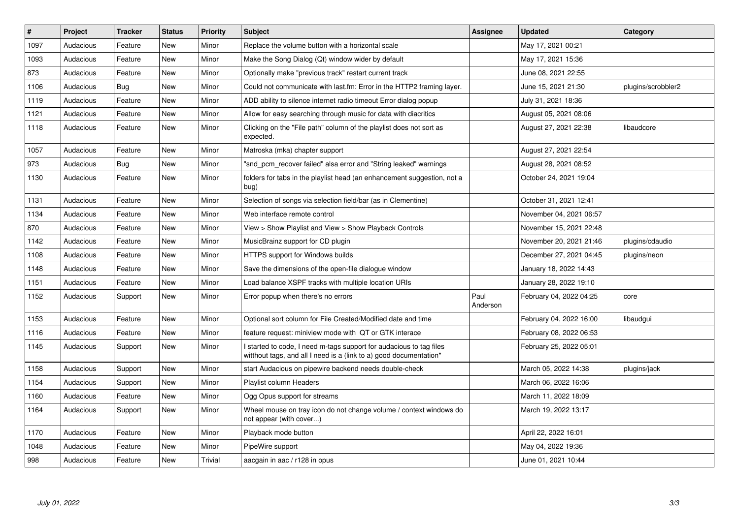| # | Project | Tracker | Status | Priority | Subject | Assignee | Updated | Category |
|---|---|---|---|---|---|---|---|---|
| 1097 | Audacious | Feature | New | Minor | Replace the volume button with a horizontal scale | | May 17, 2021 00:21 | |
| 1093 | Audacious | Feature | New | Minor | Make the Song Dialog (Qt) window wider by default | | May 17, 2021 15:36 | |
| 873 | Audacious | Feature | New | Minor | Optionally make "previous track" restart current track | | June 08, 2021 22:55 | |
| 1106 | Audacious | Bug | New | Minor | Could not communicate with last.fm: Error in the HTTP2 framing layer. | | June 15, 2021 21:30 | plugins/scrobbler2 |
| 1119 | Audacious | Feature | New | Minor | ADD ability to silence internet radio timeout Error dialog popup | | July 31, 2021 18:36 | |
| 1121 | Audacious | Feature | New | Minor | Allow for easy searching through music for data with diacritics | | August 05, 2021 08:06 | |
| 1118 | Audacious | Feature | New | Minor | Clicking on the "File path" column of the playlist does not sort as expected. | | August 27, 2021 22:38 | libaudcore |
| 1057 | Audacious | Feature | New | Minor | Matroska (mka) chapter support | | August 27, 2021 22:54 | |
| 973 | Audacious | Bug | New | Minor | "snd_pcm_recover failed" alsa error and "String leaked" warnings | | August 28, 2021 08:52 | |
| 1130 | Audacious | Feature | New | Minor | folders for tabs in the playlist head (an enhancement suggestion, not a bug) | | October 24, 2021 19:04 | |
| 1131 | Audacious | Feature | New | Minor | Selection of songs via selection field/bar (as in Clementine) | | October 31, 2021 12:41 | |
| 1134 | Audacious | Feature | New | Minor | Web interface remote control | | November 04, 2021 06:57 | |
| 870 | Audacious | Feature | New | Minor | View > Show Playlist and View > Show Playback Controls | | November 15, 2021 22:48 | |
| 1142 | Audacious | Feature | New | Minor | MusicBrainz support for CD plugin | | November 20, 2021 21:46 | plugins/cdaudio |
| 1108 | Audacious | Feature | New | Minor | HTTPS support for Windows builds | | December 27, 2021 04:45 | plugins/neon |
| 1148 | Audacious | Feature | New | Minor | Save the dimensions of the open-file dialogue window | | January 18, 2022 14:43 | |
| 1151 | Audacious | Feature | New | Minor | Load balance XSPF tracks with multiple location URIs | | January 28, 2022 19:10 | |
| 1152 | Audacious | Support | New | Minor | Error popup when there's no errors | Paul Anderson | February 04, 2022 04:25 | core |
| 1153 | Audacious | Feature | New | Minor | Optional sort column for File Created/Modified date and time | | February 04, 2022 16:00 | libaudgui |
| 1116 | Audacious | Feature | New | Minor | feature request: miniview mode with QT or GTK interace | | February 08, 2022 06:53 | |
| 1145 | Audacious | Support | New | Minor | I started to code, I need m-tags support for audacious to tag files witthout tags, and all I need is a (link to a) good documentation* | | February 25, 2022 05:01 | |
| 1158 | Audacious | Support | New | Minor | start Audacious on pipewire backend needs double-check | | March 05, 2022 14:38 | plugins/jack |
| 1154 | Audacious | Support | New | Minor | Playlist column Headers | | March 06, 2022 16:06 | |
| 1160 | Audacious | Feature | New | Minor | Ogg Opus support for streams | | March 11, 2022 18:09 | |
| 1164 | Audacious | Support | New | Minor | Wheel mouse on tray icon do not change volume / context windows do not appear (with cover...) | | March 19, 2022 13:17 | |
| 1170 | Audacious | Feature | New | Minor | Playback mode button | | April 22, 2022 16:01 | |
| 1048 | Audacious | Feature | New | Minor | PipeWire support | | May 04, 2022 19:36 | |
| 998 | Audacious | Feature | New | Trivial | aacgain in aac / r128 in opus | | June 01, 2021 10:44 | |